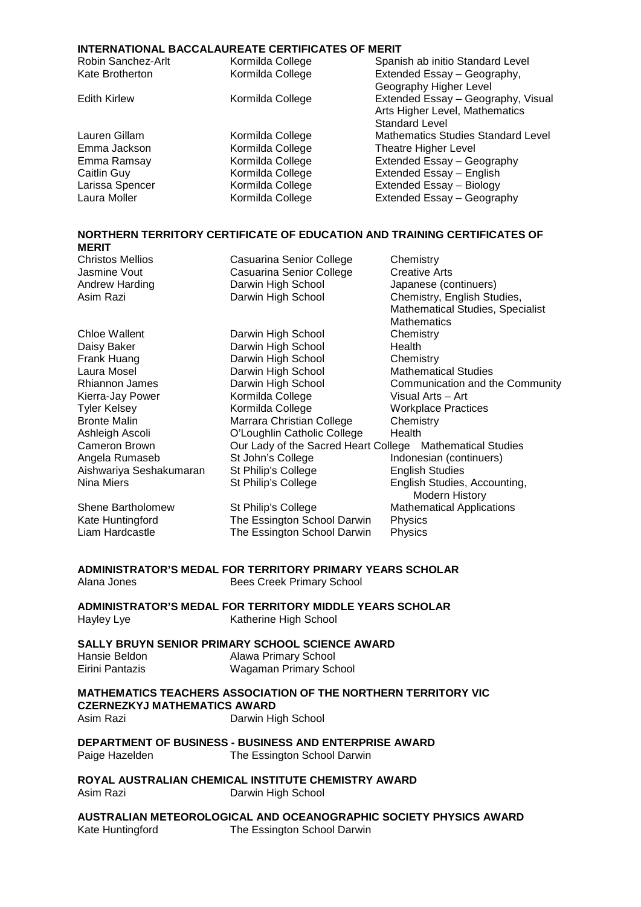## INTERNATIONAL BACCALAUREATE CERTIFICATES OF MERIT

| | | |
|---|---|---|
| Robin Sanchez-Arlt | Kormilda College | Spanish ab initio Standard Level |
| Kate Brotherton | Kormilda College | Extended Essay – Geography, Geography Higher Level |
| Edith Kirlew | Kormilda College | Extended Essay – Geography, Visual Arts Higher Level, Mathematics Standard Level |
| Lauren Gillam | Kormilda College | Mathematics Studies Standard Level |
| Emma Jackson | Kormilda College | Theatre Higher Level |
| Emma Ramsay | Kormilda College | Extended Essay – Geography |
| Caitlin Guy | Kormilda College | Extended Essay – English |
| Larissa Spencer | Kormilda College | Extended Essay – Biology |
| Laura Moller | Kormilda College | Extended Essay – Geography |

## NORTHERN TERRITORY CERTIFICATE OF EDUCATION AND TRAINING CERTIFICATES OF MERIT

| | | |
|---|---|---|
| Christos Mellios | Casuarina Senior College | Chemistry |
| Jasmine Vout | Casuarina Senior College | Creative Arts |
| Andrew Harding | Darwin High School | Japanese (continuers) |
| Asim Razi | Darwin High School | Chemistry, English Studies, Mathematical Studies, Specialist Mathematics |
| Chloe Wallent | Darwin High School | Chemistry |
| Daisy Baker | Darwin High School | Health |
| Frank Huang | Darwin High School | Chemistry |
| Laura Mosel | Darwin High School | Mathematical Studies |
| Rhiannon James | Darwin High School | Communication and the Community |
| Kierra-Jay Power | Kormilda College | Visual Arts – Art |
| Tyler Kelsey | Kormilda College | Workplace Practices |
| Bronte Malin | Marrara Christian College | Chemistry |
| Ashleigh Ascoli | O'Loughlin Catholic College | Health |
| Cameron Brown | Our Lady of the Sacred Heart College | Mathematical Studies |
| Angela Rumaseb | St John's College | Indonesian (continuers) |
| Aishwariya Seshakumaran | St Philip's College | English Studies |
| Nina Miers | St Philip's College | English Studies, Accounting, Modern History |
| Shene Bartholomew | St Philip's College | Mathematical Applications |
| Kate Huntingford | The Essington School Darwin | Physics |
| Liam Hardcastle | The Essington School Darwin | Physics |

## ADMINISTRATOR'S MEDAL FOR TERRITORY PRIMARY YEARS SCHOLAR

Alana Jones — Bees Creek Primary School

## ADMINISTRATOR'S MEDAL FOR TERRITORY MIDDLE YEARS SCHOLAR

Hayley Lye — Katherine High School

## SALLY BRUYN SENIOR PRIMARY SCHOOL SCIENCE AWARD

Hansie Beldon — Alawa Primary School
Eirini Pantazis — Wagaman Primary School

## MATHEMATICS TEACHERS ASSOCIATION OF THE NORTHERN TERRITORY VIC CZERNEZKYJ MATHEMATICS AWARD

Asim Razi — Darwin High School

## DEPARTMENT OF BUSINESS - BUSINESS AND ENTERPRISE AWARD

Paige Hazelden — The Essington School Darwin

## ROYAL AUSTRALIAN CHEMICAL INSTITUTE CHEMISTRY AWARD

Asim Razi — Darwin High School

## AUSTRALIAN METEOROLOGICAL AND OCEANOGRAPHIC SOCIETY PHYSICS AWARD

Kate Huntingford — The Essington School Darwin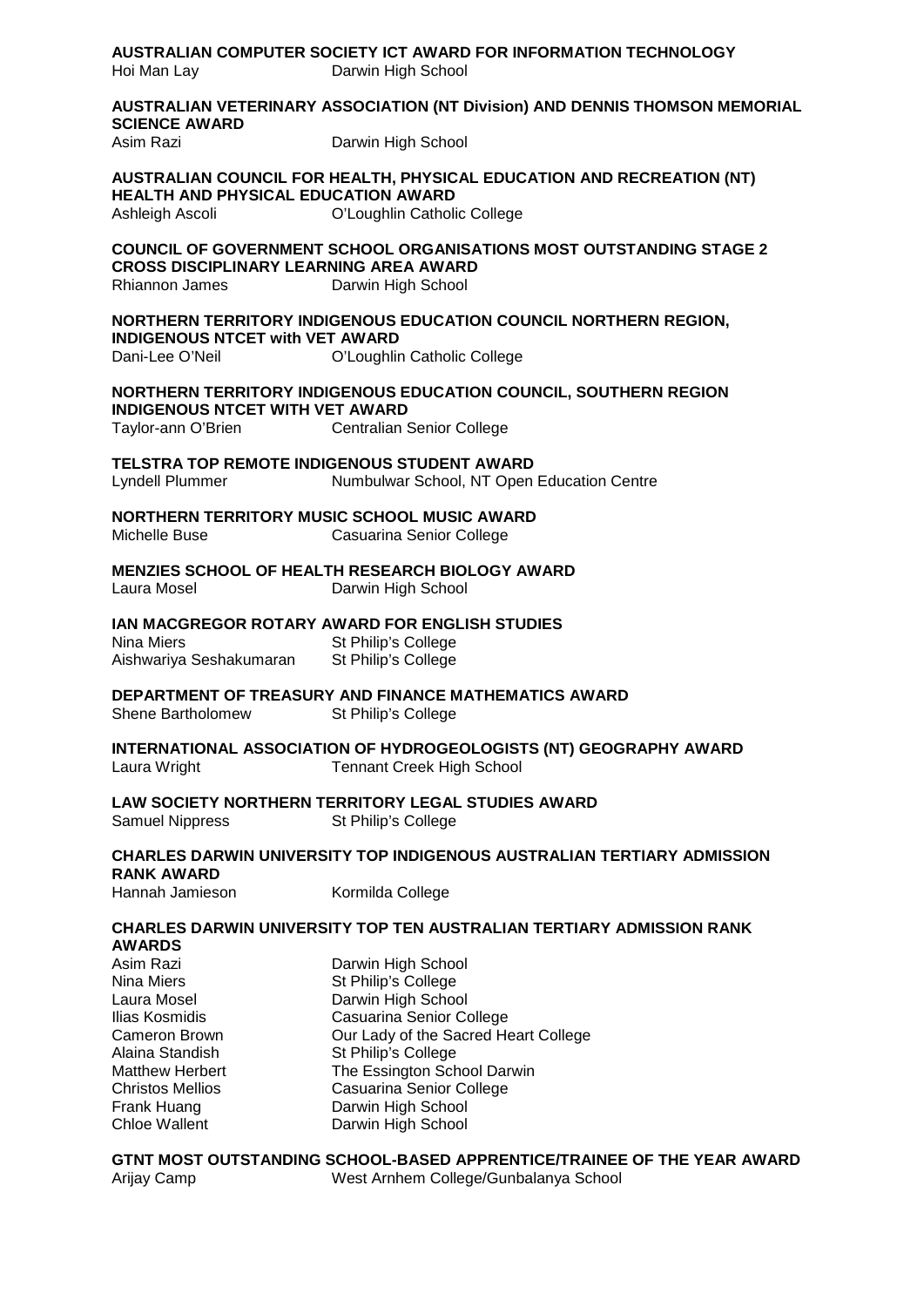**AUSTRALIAN COMPUTER SOCIETY ICT AWARD FOR INFORMATION TECHNOLOGY**

Hoi Man Lay — Darwin High School

**AUSTRALIAN VETERINARY ASSOCIATION (NT Division) AND DENNIS THOMSON MEMORIAL SCIENCE AWARD**

Asim Razi — Darwin High School

**AUSTRALIAN COUNCIL FOR HEALTH, PHYSICAL EDUCATION AND RECREATION (NT) HEALTH AND PHYSICAL EDUCATION AWARD**

Ashleigh Ascoli — O'Loughlin Catholic College

**COUNCIL OF GOVERNMENT SCHOOL ORGANISATIONS MOST OUTSTANDING STAGE 2 CROSS DISCIPLINARY LEARNING AREA AWARD**

Rhiannon James — Darwin High School

**NORTHERN TERRITORY INDIGENOUS EDUCATION COUNCIL NORTHERN REGION, INDIGENOUS NTCET with VET AWARD**

Dani-Lee O'Neil — O'Loughlin Catholic College

**NORTHERN TERRITORY INDIGENOUS EDUCATION COUNCIL, SOUTHERN REGION INDIGENOUS NTCET WITH VET AWARD**

Taylor-ann O'Brien — Centralian Senior College

**TELSTRA TOP REMOTE INDIGENOUS STUDENT AWARD**

Lyndell Plummer — Numbulwar School, NT Open Education Centre

**NORTHERN TERRITORY MUSIC SCHOOL MUSIC AWARD**

Michelle Buse — Casuarina Senior College

**MENZIES SCHOOL OF HEALTH RESEARCH BIOLOGY AWARD**

Laura Mosel — Darwin High School

**IAN MACGREGOR ROTARY AWARD FOR ENGLISH STUDIES**

Nina Miers — St Philip's College
Aishwariya Seshakumaran — St Philip's College

**DEPARTMENT OF TREASURY AND FINANCE MATHEMATICS AWARD**

Shene Bartholomew — St Philip's College

**INTERNATIONAL ASSOCIATION OF HYDROGEOLOGISTS (NT) GEOGRAPHY AWARD**

Laura Wright — Tennant Creek High School

**LAW SOCIETY NORTHERN TERRITORY LEGAL STUDIES AWARD**

Samuel Nippress — St Philip's College

**CHARLES DARWIN UNIVERSITY TOP INDIGENOUS AUSTRALIAN TERTIARY ADMISSION RANK AWARD**

Hannah Jamieson — Kormilda College

**CHARLES DARWIN UNIVERSITY TOP TEN AUSTRALIAN TERTIARY ADMISSION RANK AWARDS**

Asim Razi — Darwin High School
Nina Miers — St Philip's College
Laura Mosel — Darwin High School
Ilias Kosmidis — Casuarina Senior College
Cameron Brown — Our Lady of the Sacred Heart College
Alaina Standish — St Philip's College
Matthew Herbert — The Essington School Darwin
Christos Mellios — Casuarina Senior College
Frank Huang — Darwin High School
Chloe Wallent — Darwin High School

**GTNT MOST OUTSTANDING SCHOOL-BASED APPRENTICE/TRAINEE OF THE YEAR AWARD**

Arijay Camp — West Arnhem College/Gunbalanya School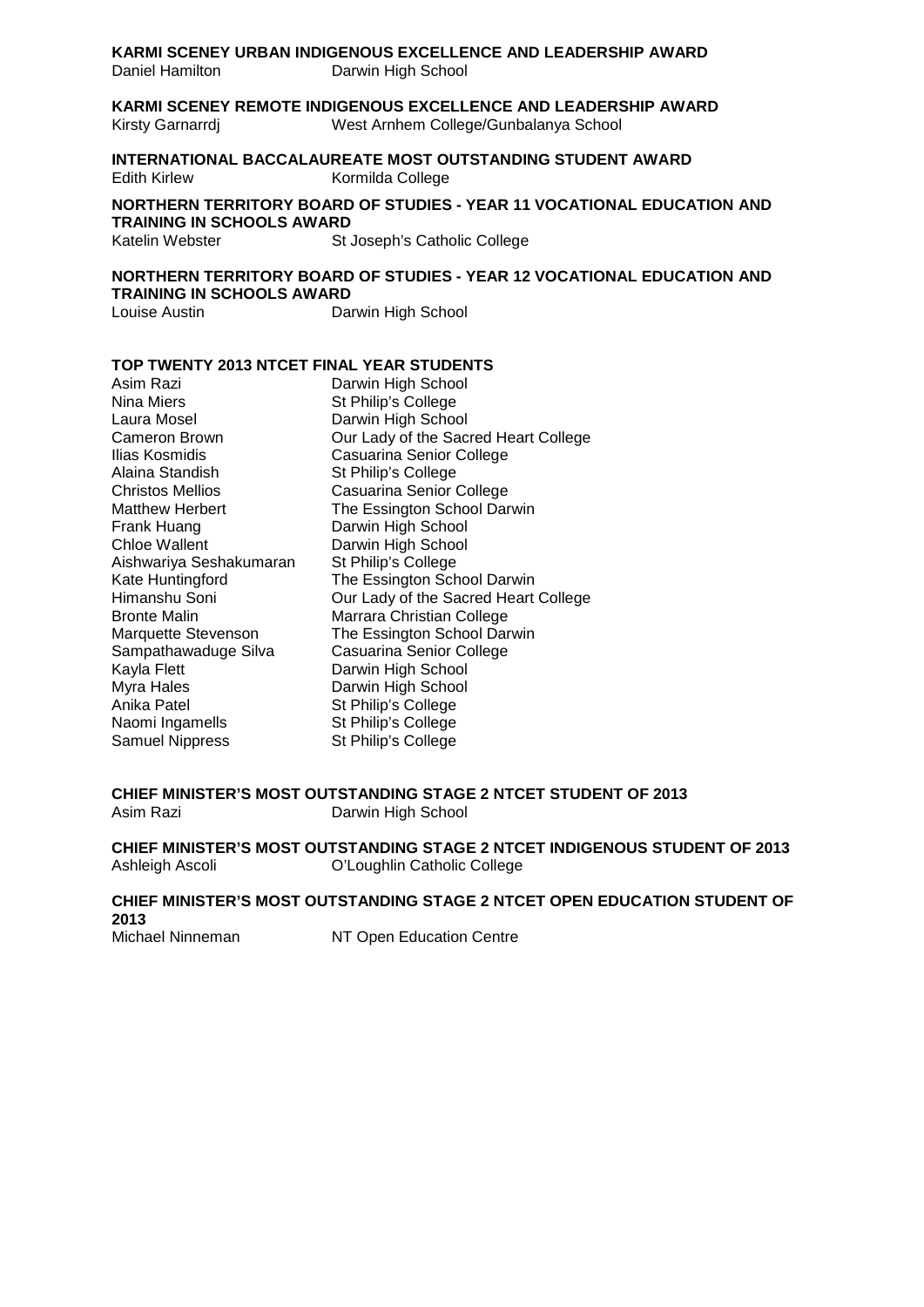**KARMI SCENEY URBAN INDIGENOUS EXCELLENCE AND LEADERSHIP AWARD**
Daniel Hamilton — Darwin High School

**KARMI SCENEY REMOTE INDIGENOUS EXCELLENCE AND LEADERSHIP AWARD**
Kirsty Garnarrdj — West Arnhem College/Gunbalanya School

**INTERNATIONAL BACCALAUREATE MOST OUTSTANDING STUDENT AWARD**
Edith Kirlew — Kormilda College

**NORTHERN TERRITORY BOARD OF STUDIES - YEAR 11 VOCATIONAL EDUCATION AND TRAINING IN SCHOOLS AWARD**
Katelin Webster — St Joseph's Catholic College

**NORTHERN TERRITORY BOARD OF STUDIES - YEAR 12 VOCATIONAL EDUCATION AND TRAINING IN SCHOOLS AWARD**
Louise Austin — Darwin High School

**TOP TWENTY 2013 NTCET FINAL YEAR STUDENTS**

| | |
|---|---|
| Asim Razi | Darwin High School |
| Nina Miers | St Philip's College |
| Laura Mosel | Darwin High School |
| Cameron Brown | Our Lady of the Sacred Heart College |
| Ilias Kosmidis | Casuarina Senior College |
| Alaina Standish | St Philip's College |
| Christos Mellios | Casuarina Senior College |
| Matthew Herbert | The Essington School Darwin |
| Frank Huang | Darwin High School |
| Chloe Wallent | Darwin High School |
| Aishwariya Seshakumaran | St Philip's College |
| Kate Huntingford | The Essington School Darwin |
| Himanshu Soni | Our Lady of the Sacred Heart College |
| Bronte Malin | Marrara Christian College |
| Marquette Stevenson | The Essington School Darwin |
| Sampathawaduge Silva | Casuarina Senior College |
| Kayla Flett | Darwin High School |
| Myra Hales | Darwin High School |
| Anika Patel | St Philip's College |
| Naomi Ingamells | St Philip's College |
| Samuel Nippress | St Philip's College |

**CHIEF MINISTER'S MOST OUTSTANDING STAGE 2 NTCET STUDENT OF 2013**
Asim Razi — Darwin High School

**CHIEF MINISTER'S MOST OUTSTANDING STAGE 2 NTCET INDIGENOUS STUDENT OF 2013**
Ashleigh Ascoli — O'Loughlin Catholic College

**CHIEF MINISTER'S MOST OUTSTANDING STAGE 2 NTCET OPEN EDUCATION STUDENT OF 2013**
Michael Ninneman — NT Open Education Centre